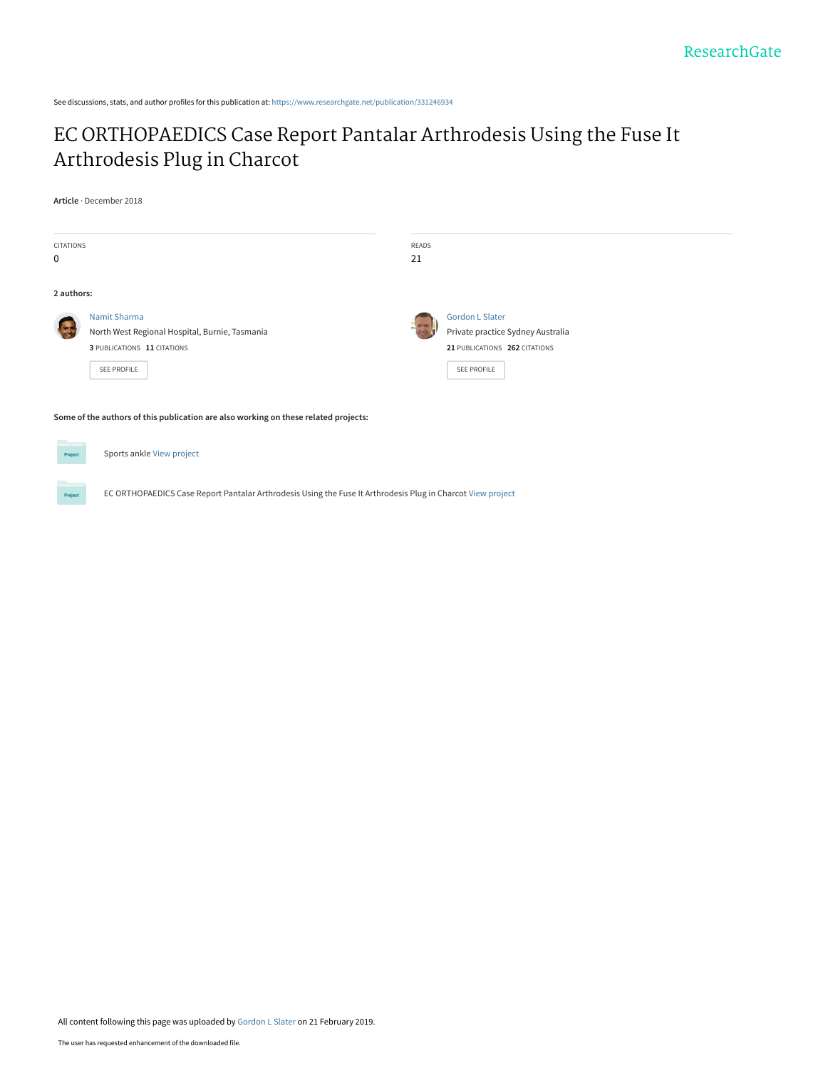ResearchGate

See discussions, stats, and author profiles for this publication at: https://www.researchgate.net/publication/331246934

# EC ORTHOPAEDICS Case Report Pantalar Arthrodesis Using the Fuse It Arthrodesis Plug in Charcot

**Article** · December 2018

| CITATIONS | READS |
| --- | --- |
| 0 | 21 |

**2 authors:**

Namit Sharma
North West Regional Hospital, Burnie, Tasmania
**3** PUBLICATIONS **11** CITATIONS
SEE PROFILE

Gordon L Slater
Private practice Sydney Australia
**21** PUBLICATIONS **262** CITATIONS
SEE PROFILE

**Some of the authors of this publication are also working on these related projects:**

Project: Sports ankle View project

Project: EC ORTHOPAEDICS Case Report Pantalar Arthrodesis Using the Fuse It Arthrodesis Plug in Charcot View project

All content following this page was uploaded by Gordon L Slater on 21 February 2019.

The user has requested enhancement of the downloaded file.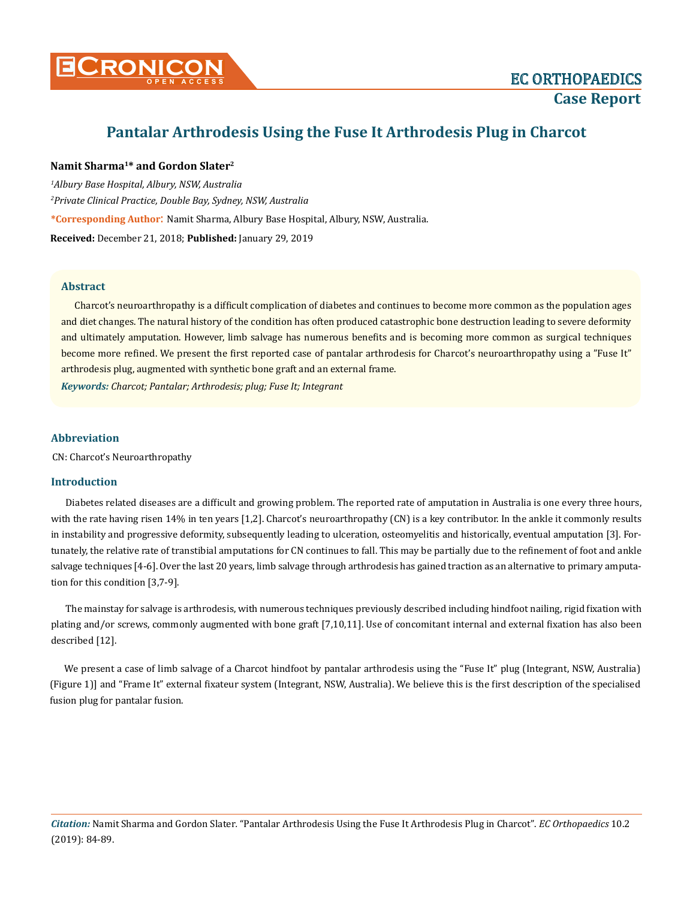# Pantalar Arthrodesis Using the Fuse It Arthrodesis Plug in Charcot

**Namit Sharma[1]* and Gordon Slater[2]**

*[1]Albury Base Hospital, Albury, NSW, Australia*

*[2]Private Clinical Practice, Double Bay, Sydney, NSW, Australia*

***Corresponding Author:** Namit Sharma, Albury Base Hospital, Albury, NSW, Australia.

**Received:** December 21, 2018; **Published:** January 29, 2019

## Abstract

Charcot's neuroarthropathy is a difficult complication of diabetes and continues to become more common as the population ages and diet changes. The natural history of the condition has often produced catastrophic bone destruction leading to severe deformity and ultimately amputation. However, limb salvage has numerous benefits and is becoming more common as surgical techniques become more refined. We present the first reported case of pantalar arthrodesis for Charcot's neuroarthropathy using a "Fuse It" arthrodesis plug, augmented with synthetic bone graft and an external frame.

***Keywords:*** *Charcot; Pantalar; Arthrodesis; plug; Fuse It; Integrant*

## Abbreviation

CN: Charcot's Neuroarthropathy

## Introduction

Diabetes related diseases are a difficult and growing problem. The reported rate of amputation in Australia is one every three hours, with the rate having risen 14% in ten years [1,2]. Charcot's neuroarthropathy (CN) is a key contributor. In the ankle it commonly results in instability and progressive deformity, subsequently leading to ulceration, osteomyelitis and historically, eventual amputation [3]. Fortunately, the relative rate of transtibial amputations for CN continues to fall. This may be partially due to the refinement of foot and ankle salvage techniques [4-6]. Over the last 20 years, limb salvage through arthrodesis has gained traction as an alternative to primary amputation for this condition [3,7-9].

The mainstay for salvage is arthrodesis, with numerous techniques previously described including hindfoot nailing, rigid fixation with plating and/or screws, commonly augmented with bone graft [7,10,11]. Use of concomitant internal and external fixation has also been described [12].

We present a case of limb salvage of a Charcot hindfoot by pantalar arthrodesis using the "Fuse It" plug (Integrant, NSW, Australia) (Figure 1)] and "Frame It" external fixateur system (Integrant, NSW, Australia). We believe this is the first description of the specialised fusion plug for pantalar fusion.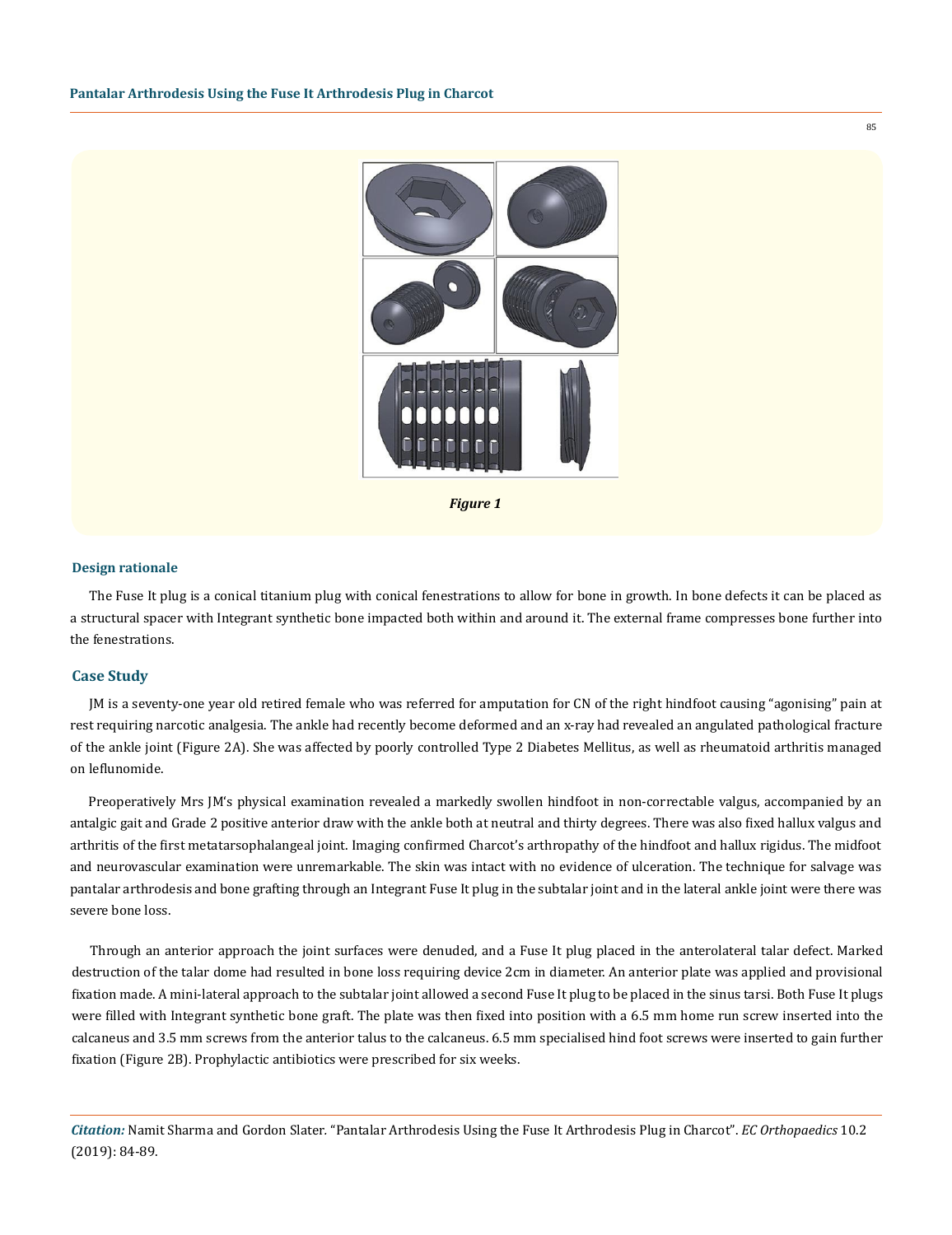*Figure 1*

### Design rationale

The Fuse It plug is a conical titanium plug with conical fenestrations to allow for bone in growth. In bone defects it can be placed as a structural spacer with Integrant synthetic bone impacted both within and around it. The external frame compresses bone further into the fenestrations.

## Case Study

JM is a seventy-one year old retired female who was referred for amputation for CN of the right hindfoot causing "agonising" pain at rest requiring narcotic analgesia. The ankle had recently become deformed and an x-ray had revealed an angulated pathological fracture of the ankle joint (Figure 2A). She was affected by poorly controlled Type 2 Diabetes Mellitus, as well as rheumatoid arthritis managed on leflunomide.

Preoperatively Mrs JM's physical examination revealed a markedly swollen hindfoot in non-correctable valgus, accompanied by an antalgic gait and Grade 2 positive anterior draw with the ankle both at neutral and thirty degrees. There was also fixed hallux valgus and arthritis of the first metatarsophalangeal joint. Imaging confirmed Charcot's arthropathy of the hindfoot and hallux rigidus. The midfoot and neurovascular examination were unremarkable. The skin was intact with no evidence of ulceration. The technique for salvage was pantalar arthrodesis and bone grafting through an Integrant Fuse It plug in the subtalar joint and in the lateral ankle joint were there was severe bone loss.

Through an anterior approach the joint surfaces were denuded, and a Fuse It plug placed in the anterolateral talar defect. Marked destruction of the talar dome had resulted in bone loss requiring device 2cm in diameter. An anterior plate was applied and provisional fixation made. A mini-lateral approach to the subtalar joint allowed a second Fuse It plug to be placed in the sinus tarsi. Both Fuse It plugs were filled with Integrant synthetic bone graft. The plate was then fixed into position with a 6.5 mm home run screw inserted into the calcaneus and 3.5 mm screws from the anterior talus to the calcaneus. 6.5 mm specialised hind foot screws were inserted to gain further fixation (Figure 2B). Prophylactic antibiotics were prescribed for six weeks.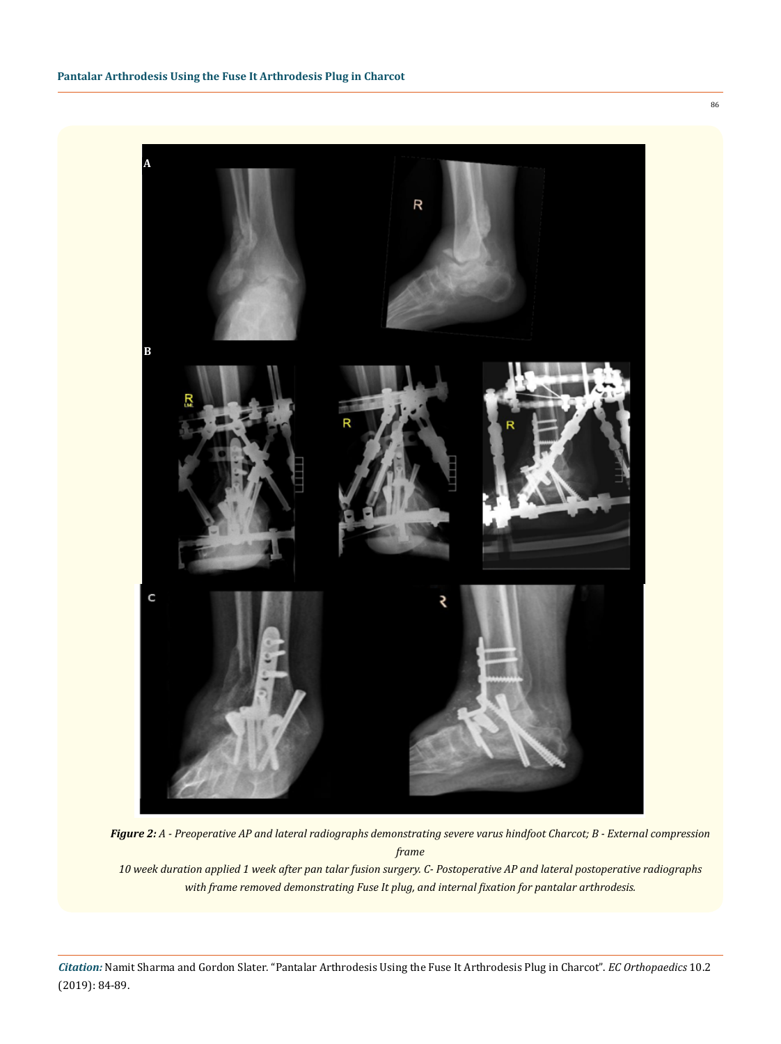***Figure 2:*** *A - Preoperative AP and lateral radiographs demonstrating severe varus hindfoot Charcot; B - External compression frame 10 week duration applied 1 week after pan talar fusion surgery. C- Postoperative AP and lateral postoperative radiographs with frame removed demonstrating Fuse It plug, and internal fixation for pantalar arthrodesis.*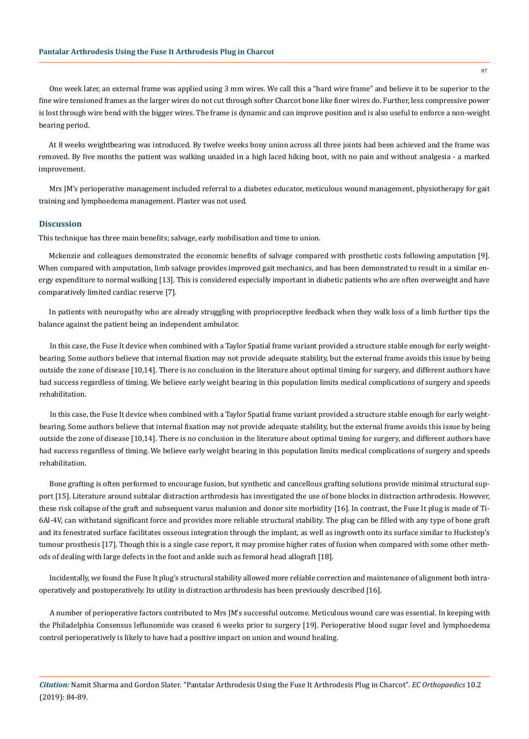One week later, an external frame was applied using 3 mm wires. We call this a "hard wire frame" and believe it to be superior to the fine wire tensioned frames as the larger wires do not cut through softer Charcot bone like finer wires do. Further, less compressive power is lost through wire bend with the bigger wires. The frame is dynamic and can improve position and is also useful to enforce a non-weight bearing period.

At 8 weeks weightbearing was introduced. By twelve weeks bony union across all three joints had been achieved and the frame was removed. By five months the patient was walking unaided in a high laced hiking boot, with no pain and without analgesia - a marked improvement.

Mrs JM's perioperative management included referral to a diabetes educator, meticulous wound management, physiotherapy for gait training and lymphoedema management. Plaster was not used.

## Discussion

This technique has three main benefits; salvage, early mobilisation and time to union.

Mckenzie and colleagues demonstrated the economic benefits of salvage compared with prosthetic costs following amputation [9]. When compared with amputation, limb salvage provides improved gait mechanics, and has been demonstrated to result in a similar energy expenditure to normal walking [13]. This is considered especially important in diabetic patients who are often overweight and have comparatively limited cardiac reserve [7].

In patients with neuropathy who are already struggling with proprioceptive feedback when they walk loss of a limb further tips the balance against the patient being an independent ambulator.

In this case, the Fuse It device when combined with a Taylor Spatial frame variant provided a structure stable enough for early weight-bearing. Some authors believe that internal fixation may not provide adequate stability, but the external frame avoids this issue by being outside the zone of disease [10,14]. There is no conclusion in the literature about optimal timing for surgery, and different authors have had success regardless of timing. We believe early weight bearing in this population limits medical complications of surgery and speeds rehabilitation.

In this case, the Fuse It device when combined with a Taylor Spatial frame variant provided a structure stable enough for early weight-bearing. Some authors believe that internal fixation may not provide adequate stability, but the external frame avoids this issue by being outside the zone of disease [10,14]. There is no conclusion in the literature about optimal timing for surgery, and different authors have had success regardless of timing. We believe early weight bearing in this population limits medical complications of surgery and speeds rehabilitation.

Bone grafting is often performed to encourage fusion, but synthetic and cancellous grafting solutions provide minimal structural support [15]. Literature around subtalar distraction arthrodesis has investigated the use of bone blocks in distraction arthrodesis. However, these risk collapse of the graft and subsequent varus malunion and donor site morbidity [16]. In contrast, the Fuse It plug is made of Ti-6Al-4V, can withstand significant force and provides more reliable structural stability. The plug can be filled with any type of bone graft and its fenestrated surface facilitates osseous integration through the implant, as well as ingrowth onto its surface similar to Huckstep's tumour prosthesis [17]. Though this is a single case report, it may promise higher rates of fusion when compared with some other methods of dealing with large defects in the foot and ankle such as femoral head allograft [18].

Incidentally, we found the Fuse It plug's structural stability allowed more reliable correction and maintenance of alignment both intraoperatively and postoperatively. Its utility in distraction arthrodesis has been previously described [16].

A number of perioperative factors contributed to Mrs JM's successful outcome. Meticulous wound care was essential. In keeping with the Philadelphia Consensus leflunomide was ceased 6 weeks prior to surgery [19]. Perioperative blood sugar level and lymphoedema control perioperatively is likely to have had a positive impact on union and wound healing.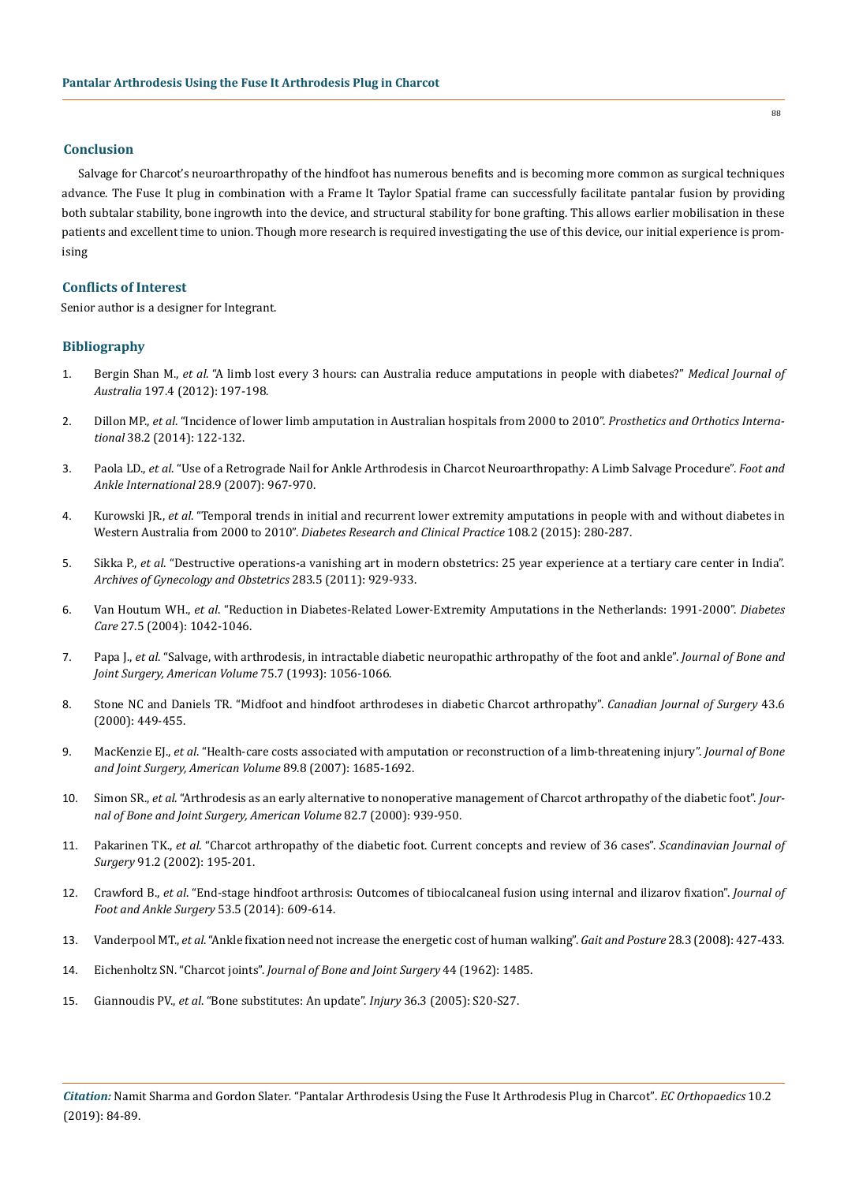## Conclusion

Salvage for Charcot's neuroarthropathy of the hindfoot has numerous benefits and is becoming more common as surgical techniques advance. The Fuse It plug in combination with a Frame It Taylor Spatial frame can successfully facilitate pantalar fusion by providing both subtalar stability, bone ingrowth into the device, and structural stability for bone grafting. This allows earlier mobilisation in these patients and excellent time to union. Though more research is required investigating the use of this device, our initial experience is promising

## Conflicts of Interest

Senior author is a designer for Integrant.

## Bibliography

1. Bergin Shan M., *et al*. "A limb lost every 3 hours: can Australia reduce amputations in people with diabetes?" *Medical Journal of Australia* 197.4 (2012): 197-198.
2. Dillon MP., *et al*. "Incidence of lower limb amputation in Australian hospitals from 2000 to 2010". *Prosthetics and Orthotics International* 38.2 (2014): 122-132.
3. Paola LD., *et al*. "Use of a Retrograde Nail for Ankle Arthrodesis in Charcot Neuroarthropathy: A Limb Salvage Procedure". *Foot and Ankle International* 28.9 (2007): 967-970.
4. Kurowski JR., *et al*. "Temporal trends in initial and recurrent lower extremity amputations in people with and without diabetes in Western Australia from 2000 to 2010". *Diabetes Research and Clinical Practice* 108.2 (2015): 280-287.
5. Sikka P., *et al*. "Destructive operations-a vanishing art in modern obstetrics: 25 year experience at a tertiary care center in India". *Archives of Gynecology and Obstetrics* 283.5 (2011): 929-933.
6. Van Houtum WH., *et al*. "Reduction in Diabetes-Related Lower-Extremity Amputations in the Netherlands: 1991-2000". *Diabetes Care* 27.5 (2004): 1042-1046.
7. Papa J., *et al*. "Salvage, with arthrodesis, in intractable diabetic neuropathic arthropathy of the foot and ankle". *Journal of Bone and Joint Surgery, American Volume* 75.7 (1993): 1056-1066.
8. Stone NC and Daniels TR. "Midfoot and hindfoot arthrodeses in diabetic Charcot arthropathy". *Canadian Journal of Surgery* 43.6 (2000): 449-455.
9. MacKenzie EJ., *et al*. "Health-care costs associated with amputation or reconstruction of a limb-threatening injury". *Journal of Bone and Joint Surgery, American Volume* 89.8 (2007): 1685-1692.
10. Simon SR., *et al*. "Arthrodesis as an early alternative to nonoperative management of Charcot arthropathy of the diabetic foot". *Journal of Bone and Joint Surgery, American Volume* 82.7 (2000): 939-950.
11. Pakarinen TK., *et al*. "Charcot arthropathy of the diabetic foot. Current concepts and review of 36 cases". *Scandinavian Journal of Surgery* 91.2 (2002): 195-201.
12. Crawford B., *et al*. "End-stage hindfoot arthrosis: Outcomes of tibiocalcaneal fusion using internal and ilizarov fixation". *Journal of Foot and Ankle Surgery* 53.5 (2014): 609-614.
13. Vanderpool MT., *et al*. "Ankle fixation need not increase the energetic cost of human walking". *Gait and Posture* 28.3 (2008): 427-433.
14. Eichenholtz SN. "Charcot joints". *Journal of Bone and Joint Surgery* 44 (1962): 1485.
15. Giannoudis PV., *et al*. "Bone substitutes: An update". *Injury* 36.3 (2005): S20-S27.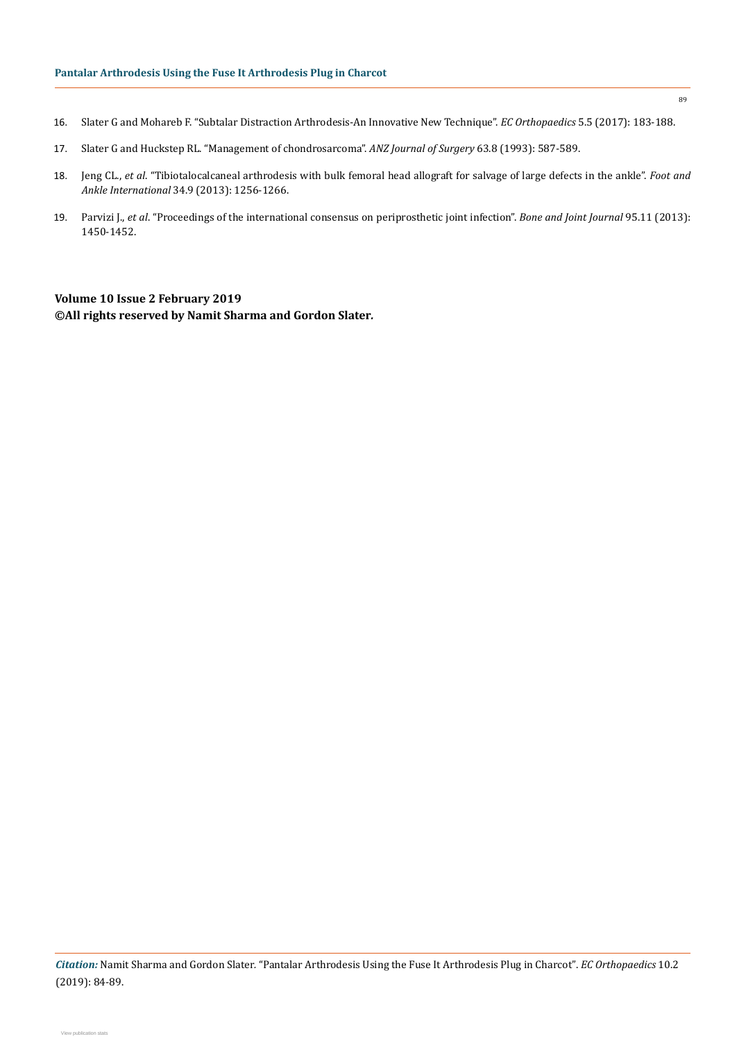16. Slater G and Mohareb F. "Subtalar Distraction Arthrodesis-An Innovative New Technique". *EC Orthopaedics* 5.5 (2017): 183-188.
17. Slater G and Huckstep RL. "Management of chondrosarcoma". *ANZ Journal of Surgery* 63.8 (1993): 587-589.
18. Jeng CL., *et al*. "Tibiotalocalcaneal arthrodesis with bulk femoral head allograft for salvage of large defects in the ankle". *Foot and Ankle International* 34.9 (2013): 1256-1266.
19. Parvizi J., *et al*. "Proceedings of the international consensus on periprosthetic joint infection". *Bone and Joint Journal* 95.11 (2013): 1450-1452.

**Volume 10 Issue 2 February 2019**
**©All rights reserved by Namit Sharma and Gordon Slater.**